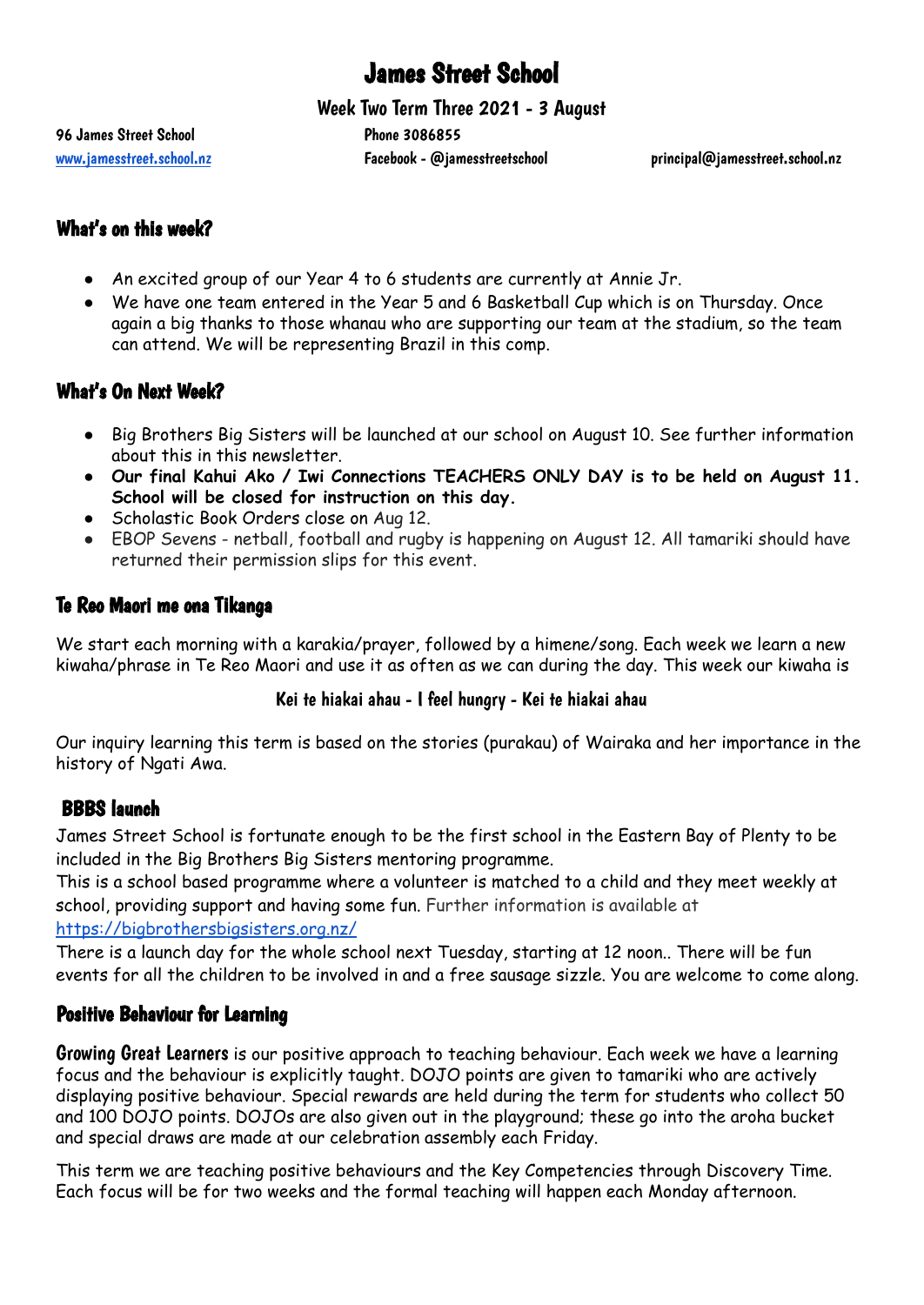# James Street School

## Week Two Term Three 2021 - 3 August

96 James Street School
Phone 3086855
[www.jamesstreet.school.nz](http://www.jamesstreet.school.nz)
Facebook - @jamesstreetschool
principal@jamesstreet.school.nz

### What's on this week?

- An excited group of our Year 4 to 6 students are currently at Annie Jr.
- We have one team entered in the Year 5 and 6 Basketball Cup which is on Thursday. Once again a big thanks to those whanau who are supporting our team at the stadium, so the team can attend. We will be representing Brazil in this comp.

### What's On Next Week?

- Big Brothers Big Sisters will be launched at our school on August 10. See further information about this in this newsletter.
- **Our final Kahui Ako / Iwi Connections TEACHERS ONLY DAY is to be held on August 11. School will be closed for instruction on this day.**
- Scholastic Book Orders close on Aug 12.
- EBOP Sevens - netball, football and rugby is happening on August 12. All tamariki should have returned their permission slips for this event.

### Te Reo Maori me ona Tikanga

We start each morning with a karakia/prayer, followed by a himene/song. Each week we learn a new kiwaha/phrase in Te Reo Maori and use it as often as we can during the day. This week our kiwaha is

**Kei te hiakai ahau - I feel hungry - Kei te hiakai ahau**

Our inquiry learning this term is based on the stories (purakau) of Wairaka and her importance in the history of Ngati Awa.

### BBBS launch

James Street School is fortunate enough to be the first school in the Eastern Bay of Plenty to be included in the Big Brothers Big Sisters mentoring programme.
This is a school based programme where a volunteer is matched to a child and they meet weekly at school, providing support and having some fun. Further information is available at [https://bigbrothersbigsisters.org.nz/](https://bigbrothersbigsisters.org.nz/)
There is a launch day for the whole school next Tuesday, starting at 12 noon.. There will be fun events for all the children to be involved in and a free sausage sizzle. You are welcome to come along.

### Positive Behaviour for Learning

**Growing Great Learners** is our positive approach to teaching behaviour. Each week we have a learning focus and the behaviour is explicitly taught. DOJO points are given to tamariki who are actively displaying positive behaviour. Special rewards are held during the term for students who collect 50 and 100 DOJO points. DOJOs are also given out in the playground; these go into the aroha bucket and special draws are made at our celebration assembly each Friday.

This term we are teaching positive behaviours and the Key Competencies through Discovery Time. Each focus will be for two weeks and the formal teaching will happen each Monday afternoon.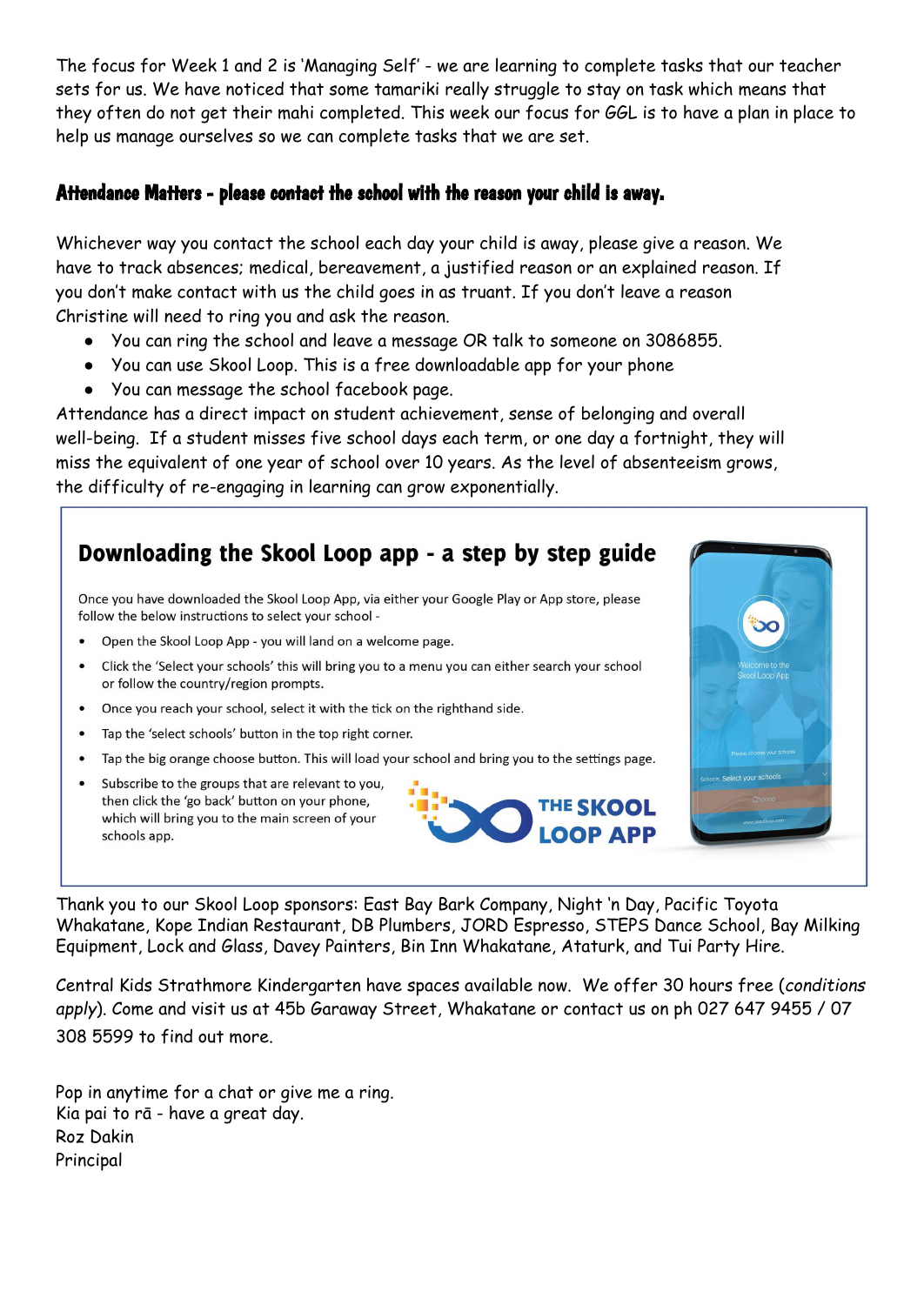The focus for Week 1 and 2 is 'Managing Self' - we are learning to complete tasks that our teacher sets for us. We have noticed that some tamariki really struggle to stay on task which means that they often do not get their mahi completed. This week our focus for GGL is to have a plan in place to help us manage ourselves so we can complete tasks that we are set.

## Attendance Matters - please contact the school with the reason your child is away.

Whichever way you contact the school each day your child is away, please give a reason. We have to track absences; medical, bereavement, a justified reason or an explained reason. If you don't make contact with us the child goes in as truant. If you don't leave a reason Christine will need to ring you and ask the reason.

- You can ring the school and leave a message OR talk to someone on 3086855.
- You can use Skool Loop. This is a free downloadable app for your phone
- You can message the school facebook page.

Attendance has a direct impact on student achievement, sense of belonging and overall well-being. If a student misses five school days each term, or one day a fortnight, they will miss the equivalent of one year of school over 10 years. As the level of absenteeism grows, the difficulty of re-engaging in learning can grow exponentially.

## Downloading the Skool Loop app - a step by step guide

Once you have downloaded the Skool Loop App, via either your Google Play or App store, please follow the below instructions to select your school -

- Open the Skool Loop App - you will land on a welcome page.
- Click the 'Select your schools' this will bring you to a menu you can either search your school or follow the country/region prompts.
- Once you reach your school, select it with the tick on the righthand side.
- Tap the 'select schools' button in the top right corner.
- Tap the big orange choose button. This will load your school and bring you to the settings page.
- Subscribe to the groups that are relevant to you, then click the 'go back' button on your phone, which will bring you to the main screen of your schools app.

THE SKOOL LOOP APP

Thank you to our Skool Loop sponsors: East Bay Bark Company, Night 'n Day, Pacific Toyota Whakatane, Kope Indian Restaurant, DB Plumbers, JORD Espresso, STEPS Dance School, Bay Milking Equipment, Lock and Glass, Davey Painters, Bin Inn Whakatane, Ataturk, and Tui Party Hire.

Central Kids Strathmore Kindergarten have spaces available now. We offer 30 hours free (*conditions apply*). Come and visit us at 45b Garaway Street, Whakatane or contact us on ph 027 647 9455 / 07 308 5599 to find out more.

Pop in anytime for a chat or give me a ring.
Kia pai to rā - have a great day.
Roz Dakin
Principal